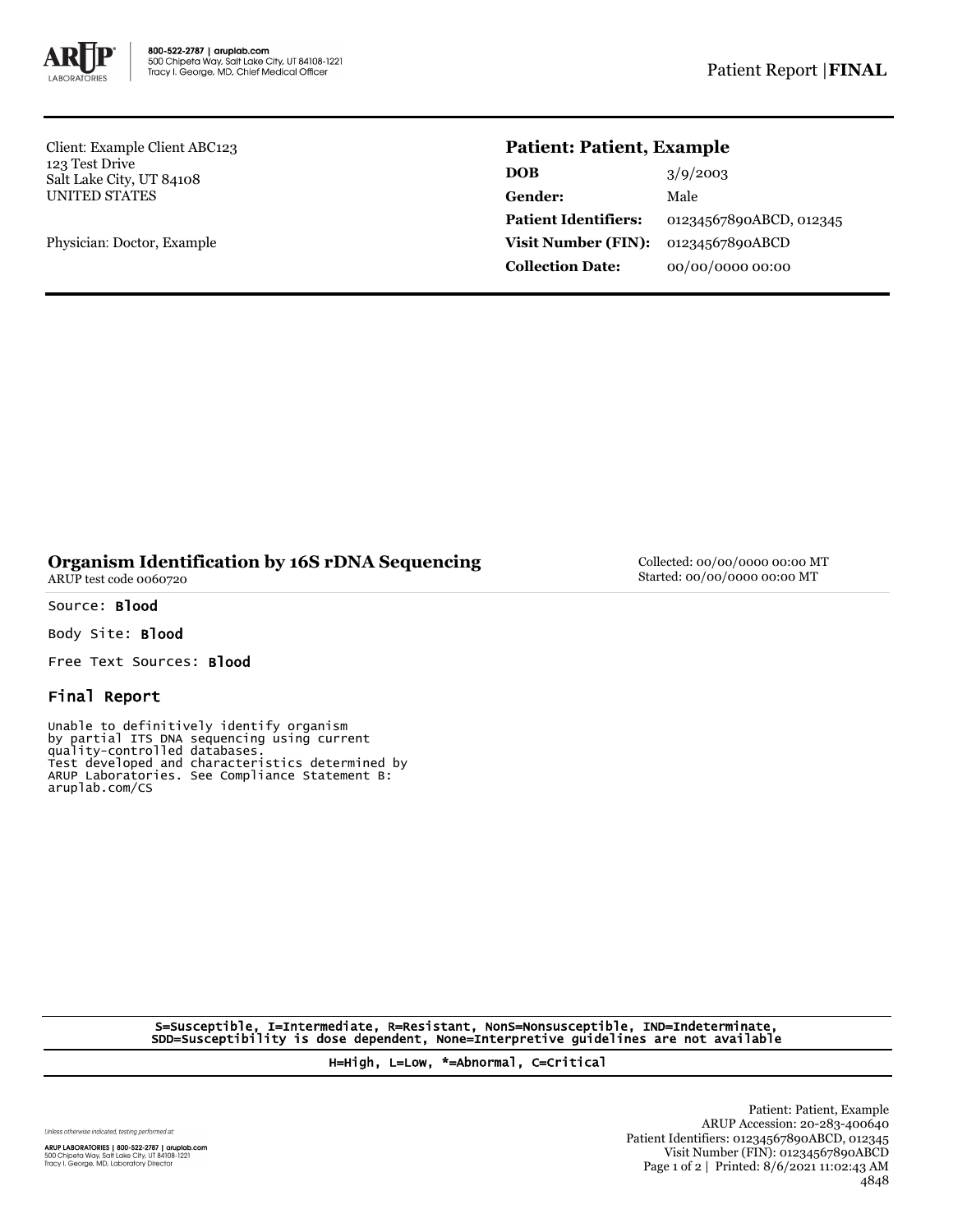Client: Example Client ABC123
123 Test Drive
Salt Lake City, UT 84108
UNITED STATES

Physician: Doctor, Example

## Patient: Patient, Example

| | |
|---|---|
| **DOB** | 3/9/2003 |
| **Gender:** | Male |
| **Patient Identifiers:** | 01234567890ABCD, 012345 |
| **Visit Number (FIN):** | 01234567890ABCD |
| **Collection Date:** | 00/00/0000 00:00 |

## Organism Identification by 16S rDNA Sequencing

ARUP test code 0060720

Collected: 00/00/0000 00:00 MT
Started: 00/00/0000 00:00 MT

Source: **Blood**

Body Site: **Blood**

Free Text Sources: **Blood**

### Final Report

```
Unable to definitively identify organism
by partial ITS DNA sequencing using current
quality-controlled databases.
Test developed and characteristics determined by
ARUP Laboratories. See Compliance Statement B:
aruplab.com/CS
```

S=Susceptible, I=Intermediate, R=Resistant, NonS=Nonsusceptible, IND=Indeterminate, SDD=Susceptibility is dose dependent, None=Interpretive guidelines are not available

H=High, L=Low, *=Abnormal, C=Critical

Unless otherwise indicated, testing performed at:

ARUP LABORATORIES | 800-522-2787 | aruplab.com
500 Chipeta Way, Salt Lake City, UT 84108-1221
Tracy I. George, MD, Laboratory Director

Patient: Patient, Example
ARUP Accession: 20-283-400640
Patient Identifiers: 01234567890ABCD, 012345
Visit Number (FIN): 01234567890ABCD
Printed: 8/6/2021 11:02:43 AM
4848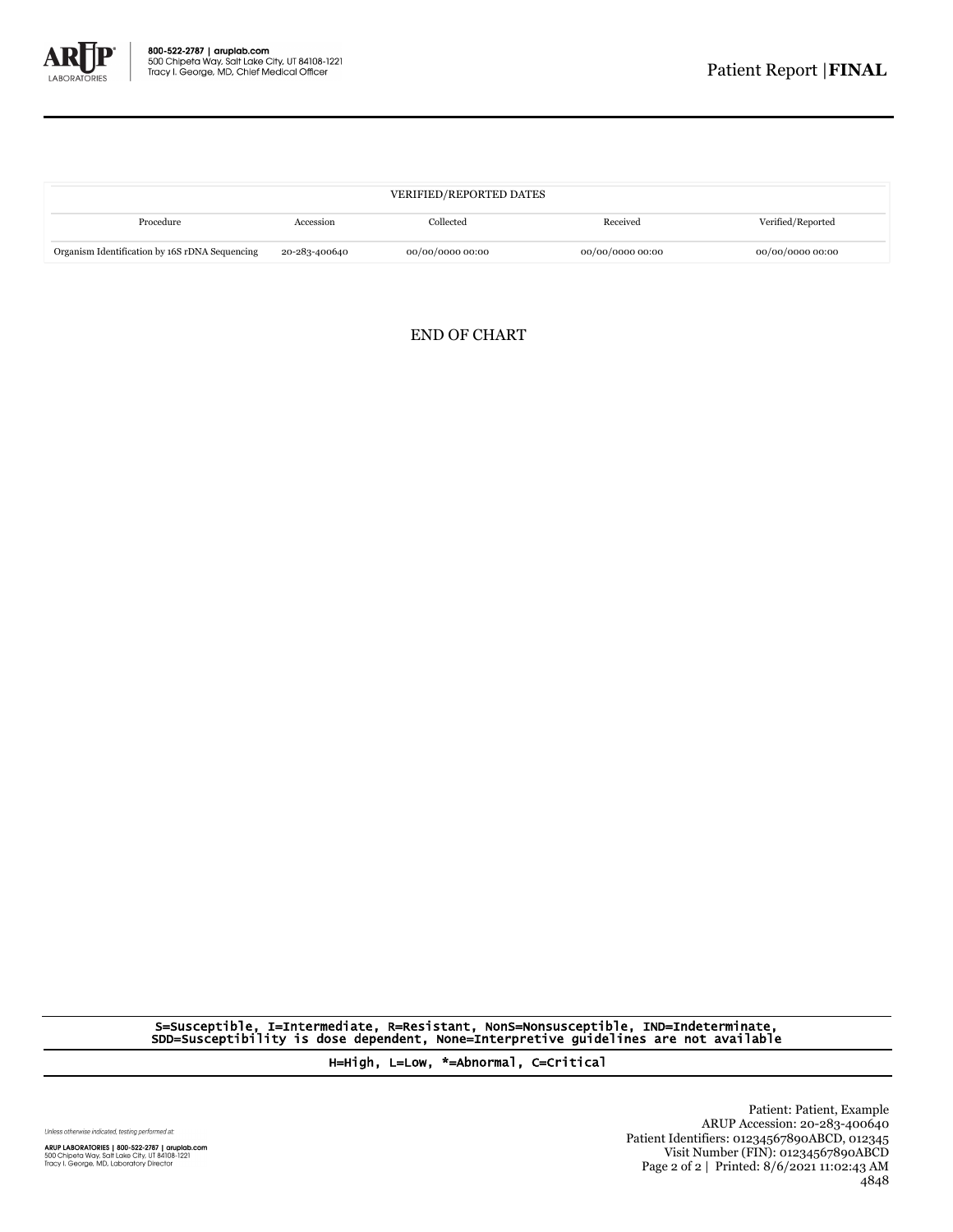| VERIFIED/REPORTED DATES | | | | |
|---|---|---|---|---|
| Procedure | Accession | Collected | Received | Verified/Reported |
| Organism Identification by 16S rDNA Sequencing | 20-283-400640 | 00/00/0000 00:00 | 00/00/0000 00:00 | 00/00/0000 00:00 |

END OF CHART

S=Susceptible, I=Intermediate, R=Resistant, NonS=Nonsusceptible, IND=Indeterminate, SDD=Susceptibility is dose dependent, None=Interpretive guidelines are not available

H=High, L=Low, *=Abnormal, C=Critical

*Unless otherwise indicated, testing performed at:*

**ARUP LABORATORIES | 800-522-2787 | aruplab.com**
500 Chipeta Way, Salt Lake City, UT 84108-1221
Tracy I. George, MD, Laboratory Director

Patient: Patient, Example
ARUP Accession: 20-283-400640
Patient Identifiers: 01234567890ABCD, 012345
Visit Number (FIN): 01234567890ABCD
Printed: 8/6/2021 11:02:43 AM
4848